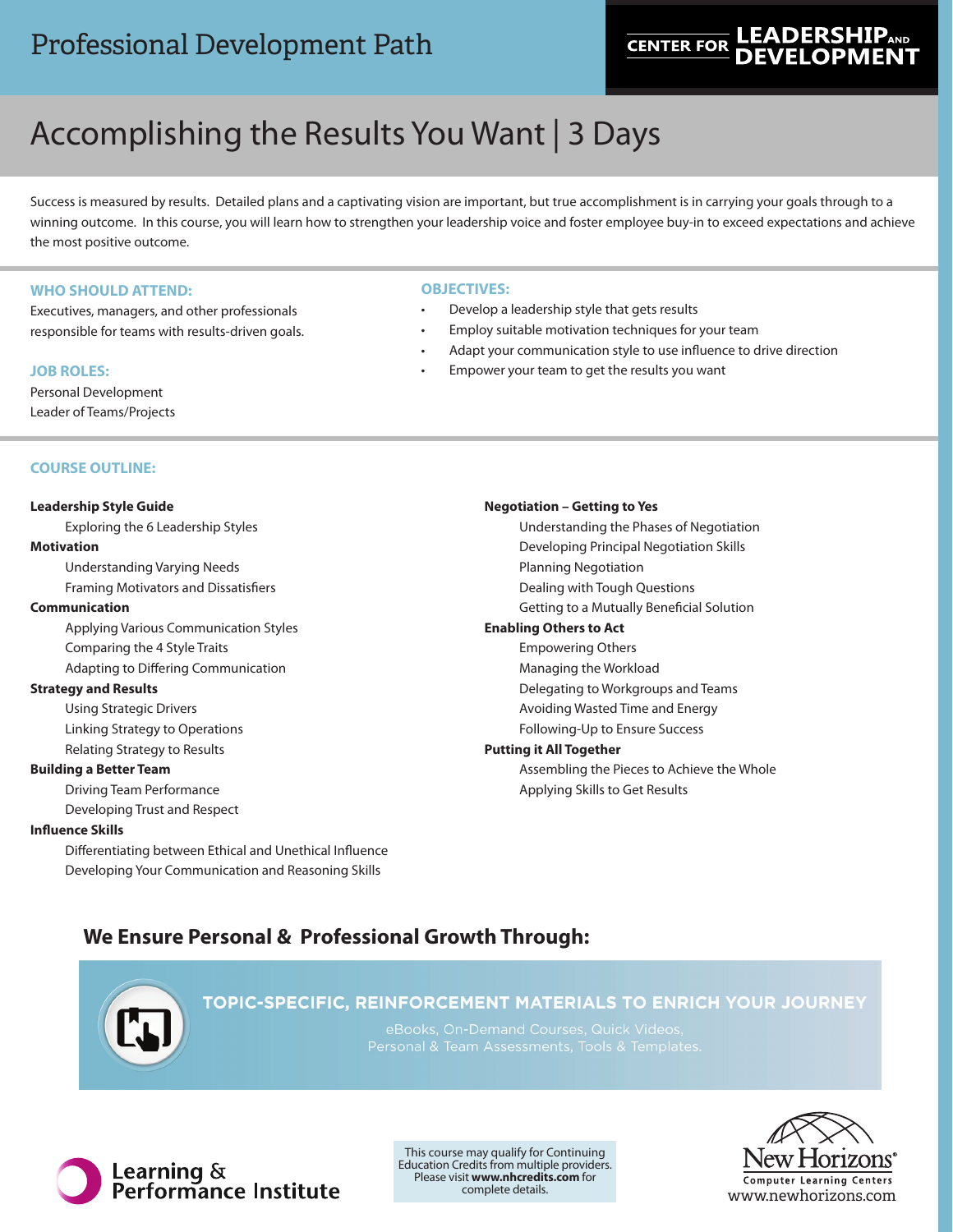Professional Development Path

CENTER FOR LEADERSHIP AND DEVELOPMENT

# Accomplishing the Results You Want | 3 Days

Success is measured by results. Detailed plans and a captivating vision are important, but true accomplishment is in carrying your goals through to a winning outcome. In this course, you will learn how to strengthen your leadership voice and foster employee buy-in to exceed expectations and achieve the most positive outcome.

### WHO SHOULD ATTEND:

Executives, managers, and other professionals responsible for teams with results-driven goals.

### JOB ROLES:

Personal Development
Leader of Teams/Projects

### OBJECTIVES:

- Develop a leadership style that gets results
- Employ suitable motivation techniques for your team
- Adapt your communication style to use influence to drive direction
- Empower your team to get the results you want

### COURSE OUTLINE:

**Leadership Style Guide**
- Exploring the 6 Leadership Styles

**Motivation**
- Understanding Varying Needs
- Framing Motivators and Dissatisfiers

**Communication**
- Applying Various Communication Styles
- Comparing the 4 Style Traits
- Adapting to Differing Communication

**Strategy and Results**
- Using Strategic Drivers
- Linking Strategy to Operations
- Relating Strategy to Results

**Building a Better Team**
- Driving Team Performance
- Developing Trust and Respect

**Influence Skills**
- Differentiating between Ethical and Unethical Influence
- Developing Your Communication and Reasoning Skills

**Negotiation – Getting to Yes**
- Understanding the Phases of Negotiation
- Developing Principal Negotiation Skills
- Planning Negotiation
- Dealing with Tough Questions
- Getting to a Mutually Beneficial Solution

**Enabling Others to Act**
- Empowering Others
- Managing the Workload
- Delegating to Workgroups and Teams
- Avoiding Wasted Time and Energy
- Following-Up to Ensure Success

**Putting it All Together**
- Assembling the Pieces to Achieve the Whole
- Applying Skills to Get Results

## We Ensure Personal & Professional Growth Through:

**TOPIC-SPECIFIC, REINFORCEMENT MATERIALS TO ENRICH YOUR JOURNEY**

eBooks, On-Demand Courses, Quick Videos,
Personal & Team Assessments, Tools & Templates.

Learning & Performance Institute

This course may qualify for Continuing Education Credits from multiple providers. Please visit **www.nhcredits.com** for complete details.

New Horizons® Computer Learning Centers
www.newhorizons.com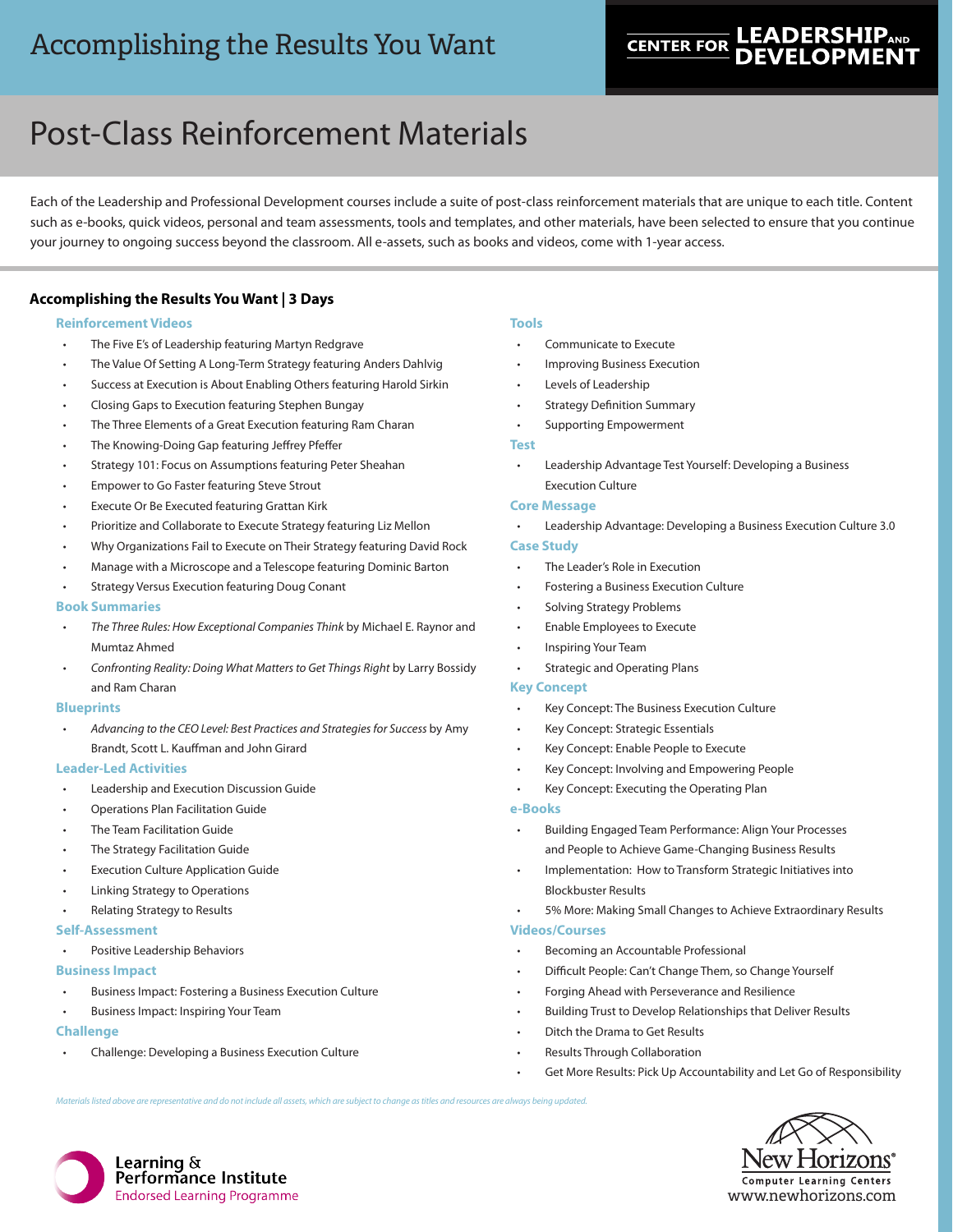# Accomplishing the Results You Want

CENTER FOR LEADERSHIP AND DEVELOPMENT

# Post-Class Reinforcement Materials

Each of the Leadership and Professional Development courses include a suite of post-class reinforcement materials that are unique to each title. Content such as e-books, quick videos, personal and team assessments, tools and templates, and other materials, have been selected to ensure that you continue your journey to ongoing success beyond the classroom. All e-assets, such as books and videos, come with 1-year access.

## Accomplishing the Results You Want | 3 Days

### Reinforcement Videos

- The Five E's of Leadership featuring Martyn Redgrave
- The Value Of Setting A Long-Term Strategy featuring Anders Dahlvig
- Success at Execution is About Enabling Others featuring Harold Sirkin
- Closing Gaps to Execution featuring Stephen Bungay
- The Three Elements of a Great Execution featuring Ram Charan
- The Knowing-Doing Gap featuring Jeffrey Pfeffer
- Strategy 101: Focus on Assumptions featuring Peter Sheahan
- Empower to Go Faster featuring Steve Strout
- Execute Or Be Executed featuring Grattan Kirk
- Prioritize and Collaborate to Execute Strategy featuring Liz Mellon
- Why Organizations Fail to Execute on Their Strategy featuring David Rock
- Manage with a Microscope and a Telescope featuring Dominic Barton
- Strategy Versus Execution featuring Doug Conant

### Book Summaries

- *The Three Rules: How Exceptional Companies Think* by Michael E. Raynor and Mumtaz Ahmed
- *Confronting Reality: Doing What Matters to Get Things Right* by Larry Bossidy and Ram Charan

### Blueprints

- *Advancing to the CEO Level: Best Practices and Strategies for Success* by Amy Brandt, Scott L. Kauffman and John Girard

### Leader-Led Activities

- Leadership and Execution Discussion Guide
- Operations Plan Facilitation Guide
- The Team Facilitation Guide
- The Strategy Facilitation Guide
- Execution Culture Application Guide
- Linking Strategy to Operations
- Relating Strategy to Results

### Self-Assessment

- Positive Leadership Behaviors

### Business Impact

- Business Impact: Fostering a Business Execution Culture
- Business Impact: Inspiring Your Team

### Challenge

- Challenge: Developing a Business Execution Culture

### Tools

- Communicate to Execute
- Improving Business Execution
- Levels of Leadership
- Strategy Definition Summary
- Supporting Empowerment

### Test

- Leadership Advantage Test Yourself: Developing a Business Execution Culture

### Core Message

- Leadership Advantage: Developing a Business Execution Culture 3.0

### Case Study

- The Leader's Role in Execution
- Fostering a Business Execution Culture
- Solving Strategy Problems
- Enable Employees to Execute
- Inspiring Your Team
- Strategic and Operating Plans

### Key Concept

- Key Concept: The Business Execution Culture
- Key Concept: Strategic Essentials
- Key Concept: Enable People to Execute
- Key Concept: Involving and Empowering People
- Key Concept: Executing the Operating Plan

### e-Books

- Building Engaged Team Performance: Align Your Processes and People to Achieve Game-Changing Business Results
- Implementation: How to Transform Strategic Initiatives into Blockbuster Results
- 5% More: Making Small Changes to Achieve Extraordinary Results

### Videos/Courses

- Becoming an Accountable Professional
- Difficult People: Can't Change Them, so Change Yourself
- Forging Ahead with Perseverance and Resilience
- Building Trust to Develop Relationships that Deliver Results
- Ditch the Drama to Get Results
- Results Through Collaboration
- Get More Results: Pick Up Accountability and Let Go of Responsibility

*Materials listed above are representative and do not include all assets, which are subject to change as titles and resources are always being updated.*

Learning & Performance Institute
Endorsed Learning Programme

New Horizons®
Computer Learning Centers
www.newhorizons.com